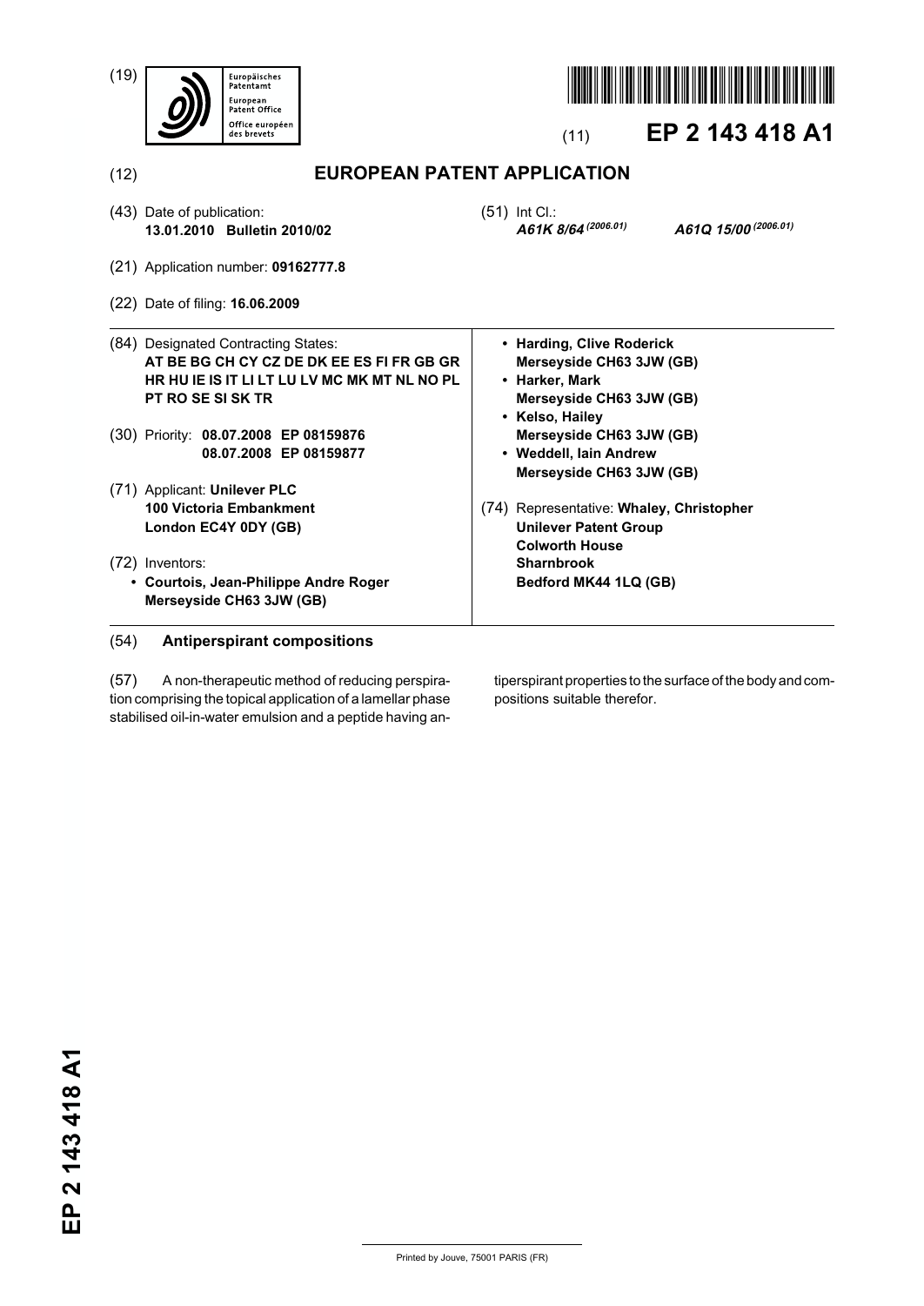(19) Europäisches Patentamt
European Patent Office
Office européen des brevets

(11) **EP 2 143 418 A1**

(12) **EUROPEAN PATENT APPLICATION**

(43) Date of publication:
**13.01.2010 Bulletin 2010/02**

(51) Int Cl.:
***A61K 8/64*** *(2006.01)* ***A61Q 15/00*** *(2006.01)*

(21) Application number: **09162777.8**

(22) Date of filing: **16.06.2009**

(84) Designated Contracting States:
**AT BE BG CH CY CZ DE DK EE ES FI FR GB GR HR HU IE IS IT LI LT LU LV MC MK MT NL NO PL PT RO SE SI SK TR**

(30) Priority: **08.07.2008 EP 08159876**
**08.07.2008 EP 08159877**

(71) Applicant: **Unilever PLC**
**100 Victoria Embankment**
**London EC4Y 0DY (GB)**

(72) Inventors:
- **Courtois, Jean-Philippe Andre Roger**
  **Merseyside CH63 3JW (GB)**
- **Harding, Clive Roderick**
  **Merseyside CH63 3JW (GB)**
- **Harker, Mark**
  **Merseyside CH63 3JW (GB)**
- **Kelso, Hailey**
  **Merseyside CH63 3JW (GB)**
- **Weddell, Iain Andrew**
  **Merseyside CH63 3JW (GB)**

(74) Representative: **Whaley, Christopher**
**Unilever Patent Group**
**Colworth House**
**Sharnbrook**
**Bedford MK44 1LQ (GB)**

(54) **Antiperspirant compositions**

(57) A non-therapeutic method of reducing perspiration comprising the topical application of a lamellar phase stabilised oil-in-water emulsion and a peptide having antiperspirant properties to the surface of the body and compositions suitable therefor.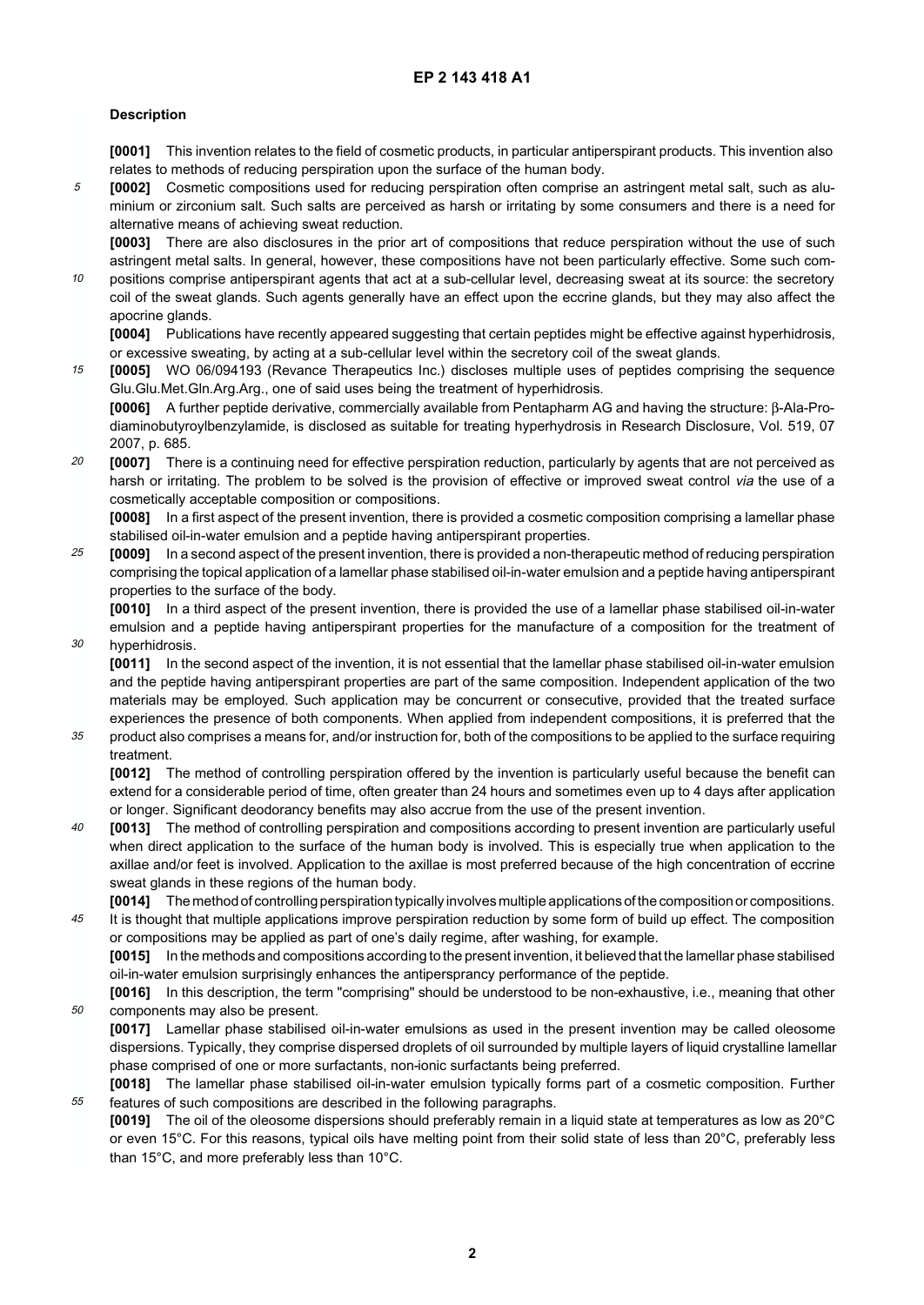## Description

**[0001]** This invention relates to the field of cosmetic products, in particular antiperspirant products. This invention also relates to methods of reducing perspiration upon the surface of the human body.

**[0002]** Cosmetic compositions used for reducing perspiration often comprise an astringent metal salt, such as aluminium or zirconium salt. Such salts are perceived as harsh or irritating by some consumers and there is a need for alternative means of achieving sweat reduction.

**[0003]** There are also disclosures in the prior art of compositions that reduce perspiration without the use of such astringent metal salts. In general, however, these compositions have not been particularly effective. Some such compositions comprise antiperspirant agents that act at a sub-cellular level, decreasing sweat at its source: the secretory coil of the sweat glands. Such agents generally have an effect upon the eccrine glands, but they may also affect the apocrine glands.

**[0004]** Publications have recently appeared suggesting that certain peptides might be effective against hyperhidrosis, or excessive sweating, by acting at a sub-cellular level within the secretory coil of the sweat glands.

**[0005]** WO 06/094193 (Revance Therapeutics Inc.) discloses multiple uses of peptides comprising the sequence Glu.Glu.Met.Gln.Arg.Arg., one of said uses being the treatment of hyperhidrosis.

**[0006]** A further peptide derivative, commercially available from Pentapharm AG and having the structure: β-Ala-Pro-diaminobutyroylbenzylamide, is disclosed as suitable for treating hyperhydrosis in Research Disclosure, Vol. 519, 07 2007, p. 685.

**[0007]** There is a continuing need for effective perspiration reduction, particularly by agents that are not perceived as harsh or irritating. The problem to be solved is the provision of effective or improved sweat control *via* the use of a cosmetically acceptable composition or compositions.

**[0008]** In a first aspect of the present invention, there is provided a cosmetic composition comprising a lamellar phase stabilised oil-in-water emulsion and a peptide having antiperspirant properties.

**[0009]** In a second aspect of the present invention, there is provided a non-therapeutic method of reducing perspiration comprising the topical application of a lamellar phase stabilised oil-in-water emulsion and a peptide having antiperspirant properties to the surface of the body.

**[0010]** In a third aspect of the present invention, there is provided the use of a lamellar phase stabilised oil-in-water emulsion and a peptide having antiperspirant properties for the manufacture of a composition for the treatment of hyperhidrosis.

**[0011]** In the second aspect of the invention, it is not essential that the lamellar phase stabilised oil-in-water emulsion and the peptide having antiperspirant properties are part of the same composition. Independent application of the two materials may be employed. Such application may be concurrent or consecutive, provided that the treated surface experiences the presence of both components. When applied from independent compositions, it is preferred that the product also comprises a means for, and/or instruction for, both of the compositions to be applied to the surface requiring treatment.

**[0012]** The method of controlling perspiration offered by the invention is particularly useful because the benefit can extend for a considerable period of time, often greater than 24 hours and sometimes even up to 4 days after application or longer. Significant deodorancy benefits may also accrue from the use of the present invention.

**[0013]** The method of controlling perspiration and compositions according to present invention are particularly useful when direct application to the surface of the human body is involved. This is especially true when application to the axillae and/or feet is involved. Application to the axillae is most preferred because of the high concentration of eccrine sweat glands in these regions of the human body.

**[0014]** The method of controlling perspiration typically involves multiple applications of the composition or compositions. It is thought that multiple applications improve perspiration reduction by some form of build up effect. The composition or compositions may be applied as part of one's daily regime, after washing, for example.

**[0015]** In the methods and compositions according to the present invention, it believed that the lamellar phase stabilised oil-in-water emulsion surprisingly enhances the antiperspirancy performance of the peptide.

**[0016]** In this description, the term "comprising" should be understood to be non-exhaustive, i.e., meaning that other components may also be present.

**[0017]** Lamellar phase stabilised oil-in-water emulsions as used in the present invention may be called oleosome dispersions. Typically, they comprise dispersed droplets of oil surrounded by multiple layers of liquid crystalline lamellar phase comprised of one or more surfactants, non-ionic surfactants being preferred.

**[0018]** The lamellar phase stabilised oil-in-water emulsion typically forms part of a cosmetic composition. Further features of such compositions are described in the following paragraphs.

**[0019]** The oil of the oleosome dispersions should preferably remain in a liquid state at temperatures as low as 20°C or even 15°C. For this reasons, typical oils have melting point from their solid state of less than 20°C, preferably less than 15°C, and more preferably less than 10°C.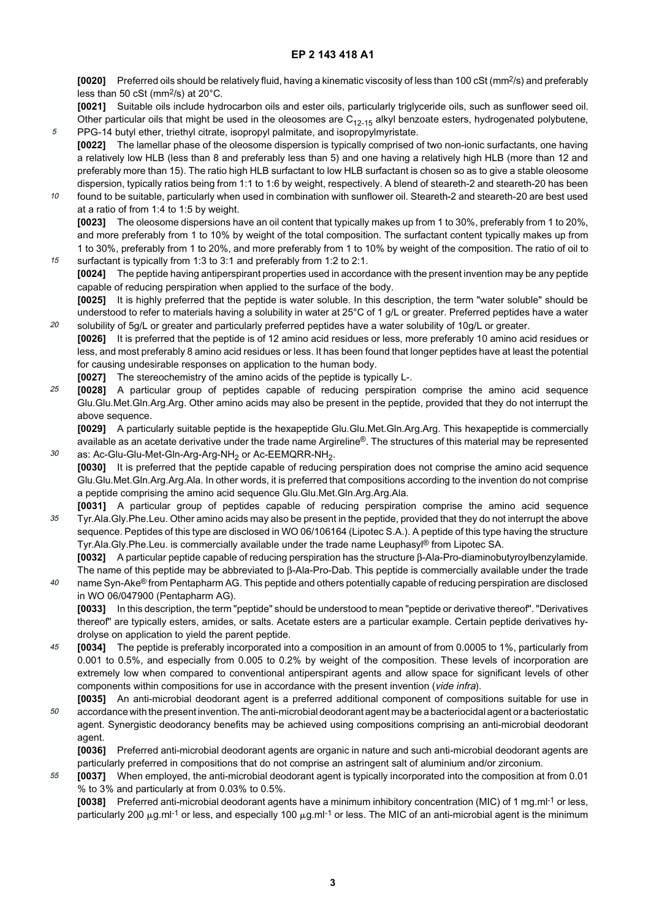**[0020]** Preferred oils should be relatively fluid, having a kinematic viscosity of less than 100 cSt ($mm^2/s$) and preferably less than 50 cSt ($mm^2/s$) at 20°C.

**[0021]** Suitable oils include hydrocarbon oils and ester oils, particularly triglyceride oils, such as sunflower seed oil. Other particular oils that might be used in the oleosomes are $C_{12-15}$ alkyl benzoate esters, hydrogenated polybutene, PPG-14 butyl ether, triethyl citrate, isopropyl palmitate, and isopropylmyristate.

**[0022]** The lamellar phase of the oleosome dispersion is typically comprised of two non-ionic surfactants, one having a relatively low HLB (less than 8 and preferably less than 5) and one having a relatively high HLB (more than 12 and preferably more than 15). The ratio high HLB surfactant to low HLB surfactant is chosen so as to give a stable oleosome dispersion, typically ratios being from 1:1 to 1:6 by weight, respectively. A blend of steareth-2 and steareth-20 has been found to be suitable, particularly when used in combination with sunflower oil. Steareth-2 and steareth-20 are best used at a ratio of from 1:4 to 1:5 by weight.

**[0023]** The oleosome dispersions have an oil content that typically makes up from 1 to 30%, preferably from 1 to 20%, and more preferably from 1 to 10% by weight of the total composition. The surfactant content typically makes up from 1 to 30%, preferably from 1 to 20%, and more preferably from 1 to 10% by weight of the composition. The ratio of oil to surfactant is typically from 1:3 to 3:1 and preferably from 1:2 to 2:1.

**[0024]** The peptide having antiperspirant properties used in accordance with the present invention may be any peptide capable of reducing perspiration when applied to the surface of the body.

**[0025]** It is highly preferred that the peptide is water soluble. In this description, the term "water soluble" should be understood to refer to materials having a solubility in water at 25°C of 1 g/L or greater. Preferred peptides have a water solubility of 5g/L or greater and particularly preferred peptides have a water solubility of 10g/L or greater.

**[0026]** It is preferred that the peptide is of 12 amino acid residues or less, more preferably 10 amino acid residues or less, and most preferably 8 amino acid residues or less. It has been found that longer peptides have at least the potential for causing undesirable responses on application to the human body.

**[0027]** The stereochemistry of the amino acids of the peptide is typically L-.

**[0028]** A particular group of peptides capable of reducing perspiration comprise the amino acid sequence Glu.Glu.Met.Gln.Arg.Arg. Other amino acids may also be present in the peptide, provided that they do not interrupt the above sequence.

**[0029]** A particularly suitable peptide is the hexapeptide Glu.Glu.Met.Gln.Arg.Arg. This hexapeptide is commercially available as an acetate derivative under the trade name Argireline®. The structures of this material may be represented as: Ac-Glu-Glu-Met-Gln-Arg-Arg-$NH_2$ or Ac-EEMQRR-$NH_2$.

**[0030]** It is preferred that the peptide capable of reducing perspiration does not comprise the amino acid sequence Glu.Glu.Met.Gln.Arg.Arg.Ala. In other words, it is preferred that compositions according to the invention do not comprise a peptide comprising the amino acid sequence Glu.Glu.Met.Gln.Arg.Arg.Ala.

**[0031]** A particular group of peptides capable of reducing perspiration comprise the amino acid sequence Tyr.Ala.Gly.Phe.Leu. Other amino acids may also be present in the peptide, provided that they do not interrupt the above sequence. Peptides of this type are disclosed in WO 06/106164 (Lipotec S.A.). A peptide of this type having the structure Tyr.Ala.Gly.Phe.Leu. is commercially available under the trade name Leuphasyl® from Lipotec SA.

**[0032]** A particular peptide capable of reducing perspiration has the structure β-Ala-Pro-diaminobutyroylbenzylamide. The name of this peptide may be abbreviated to β-Ala-Pro-Dab. This peptide is commercially available under the trade name Syn-Ake® from Pentapharm AG. This peptide and others potentially capable of reducing perspiration are disclosed in WO 06/047900 (Pentapharm AG).

**[0033]** In this description, the term "peptide" should be understood to mean "peptide or derivative thereof". "Derivatives thereof" are typically esters, amides, or salts. Acetate esters are a particular example. Certain peptide derivatives hydrolyse on application to yield the parent peptide.

**[0034]** The peptide is preferably incorporated into a composition in an amount of from 0.0005 to 1%, particularly from 0.001 to 0.5%, and especially from 0.005 to 0.2% by weight of the composition. These levels of incorporation are extremely low when compared to conventional antiperspirant agents and allow space for significant levels of other components within compositions for use in accordance with the present invention (*vide infra*).

**[0035]** An anti-microbial deodorant agent is a preferred additional component of compositions suitable for use in accordance with the present invention. The anti-microbial deodorant agent may be a bacteriocidal agent or a bacteriostatic agent. Synergistic deodorancy benefits may be achieved using compositions comprising an anti-microbial deodorant agent.

**[0036]** Preferred anti-microbial deodorant agents are organic in nature and such anti-microbial deodorant agents are particularly preferred in compositions that do not comprise an astringent salt of aluminium and/or zirconium.

**[0037]** When employed, the anti-microbial deodorant agent is typically incorporated into the composition at from 0.01 % to 3% and particularly at from 0.03% to 0.5%.

**[0038]** Preferred anti-microbial deodorant agents have a minimum inhibitory concentration (MIC) of 1 $mg.ml^{-1}$ or less, particularly 200 $\mu g.ml^{-1}$ or less, and especially 100 $\mu g.ml^{-1}$ or less. The MIC of an anti-microbial agent is the minimum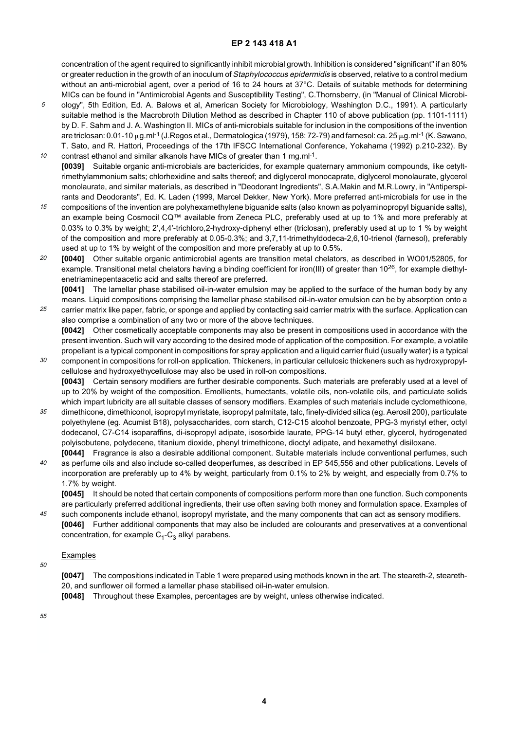concentration of the agent required to significantly inhibit microbial growth. Inhibition is considered "significant" if an 80% or greater reduction in the growth of an inoculum of *Staphylococcus epidermidis* is observed, relative to a control medium without an anti-microbial agent, over a period of 16 to 24 hours at 37°C. Details of suitable methods for determining MICs can be found in "Antimicrobial Agents and Susceptibility Testing", C.Thornsberry, (in "Manual of Clinical Microbiology", 5th Edition, Ed. A. Balows et al, American Society for Microbiology, Washington D.C., 1991). A particularly suitable method is the Macrobroth Dilution Method as described in Chapter 110 of above publication (pp. 1101-1111) by D. F. Sahm and J. A. Washington II. MICs of anti-microbials suitable for inclusion in the compositions of the invention are triclosan: 0.01-10 $\mu g.ml^{-1}$ (J.Regos et al., Dermatologica (1979), 158: 72-79) and farnesol: ca. 25 $\mu g.ml^{-1}$ (K. Sawano, T. Sato, and R. Hattori, Proceedings of the 17th IFSCC International Conference, Yokahama (1992) p.210-232). By contrast ethanol and similar alkanols have MICs of greater than 1 $mg.ml^{-1}$.

**[0039]** Suitable organic anti-microbials are bactericides, for example quaternary ammonium compounds, like cetyltrimethylammonium salts; chlorhexidine and salts thereof; and diglycerol monocaprate, diglycerol monolaurate, glycerol monolaurate, and similar materials, as described in "Deodorant Ingredients", S.A.Makin and M.R.Lowry, in "Antiperspirants and Deodorants", Ed. K. Laden (1999, Marcel Dekker, New York). More preferred anti-microbials for use in the compositions of the invention are polyhexamethylene biguanide salts (also known as polyaminopropyl biguanide salts), an example being Cosmocil CQ™ available from Zeneca PLC, preferably used at up to 1% and more preferably at 0.03% to 0.3% by weight; 2',4,4'-trichloro,2-hydroxy-diphenyl ether (triclosan), preferably used at up to 1 % by weight of the composition and more preferably at 0.05-0.3%; and 3,7,11-trimethyldodeca-2,6,10-trienol (farnesol), preferably used at up to 1% by weight of the composition and more preferably at up to 0.5%.

**[0040]** Other suitable organic antimicrobial agents are transition metal chelators, as described in WO01/52805, for example. Transitional metal chelators having a binding coefficient for iron(III) of greater than $10^{26}$, for example diethylenetriaminepentaacetic acid and salts thereof are preferred.

**[0041]** The lamellar phase stabilised oil-in-water emulsion may be applied to the surface of the human body by any means. Liquid compositions comprising the lamellar phase stabilised oil-in-water emulsion can be by absorption onto a carrier matrix like paper, fabric, or sponge and applied by contacting said carrier matrix with the surface. Application can also comprise a combination of any two or more of the above techniques.

**[0042]** Other cosmetically acceptable components may also be present in compositions used in accordance with the present invention. Such will vary according to the desired mode of application of the composition. For example, a volatile propellant is a typical component in compositions for spray application and a liquid carrier fluid (usually water) is a typical component in compositions for roll-on application. Thickeners, in particular cellulosic thickeners such as hydroxypropylcellulose and hydroxyethycellulose may also be used in roll-on compositions.

**[0043]** Certain sensory modifiers are further desirable components. Such materials are preferably used at a level of up to 20% by weight of the composition. Emollients, humectants, volatile oils, non-volatile oils, and particulate solids which impart lubricity are all suitable classes of sensory modifiers. Examples of such materials include cyclomethicone, dimethicone, dimethiconol, isopropyl myristate, isopropyl palmitate, talc, finely-divided silica (eg. Aerosil 200), particulate polyethylene (eg. Acumist B18), polysaccharides, corn starch, C12-C15 alcohol benzoate, PPG-3 myristyl ether, octyl dodecanol, C7-C14 isoparaffins, di-isopropyl adipate, isosorbide laurate, PPG-14 butyl ether, glycerol, hydrogenated polyisobutene, polydecene, titanium dioxide, phenyl trimethicone, dioctyl adipate, and hexamethyl disiloxane.

**[0044]** Fragrance is also a desirable additional component. Suitable materials include conventional perfumes, such as perfume oils and also include so-called deoperfumes, as described in EP 545,556 and other publications. Levels of incorporation are preferably up to 4% by weight, particularly from 0.1% to 2% by weight, and especially from 0.7% to 1.7% by weight.

**[0045]** It should be noted that certain components of compositions perform more than one function. Such components are particularly preferred additional ingredients, their use often saving both money and formulation space. Examples of such components include ethanol, isopropyl myristate, and the many components that can act as sensory modifiers.

**[0046]** Further additional components that may also be included are colourants and preservatives at a conventional concentration, for example $C_1$-$C_3$ alkyl parabens.

## Examples

**[0047]** The compositions indicated in Table 1 were prepared using methods known in the art. The steareth-2, steareth-20, and sunflower oil formed a lamellar phase stabilised oil-in-water emulsion.

**[0048]** Throughout these Examples, percentages are by weight, unless otherwise indicated.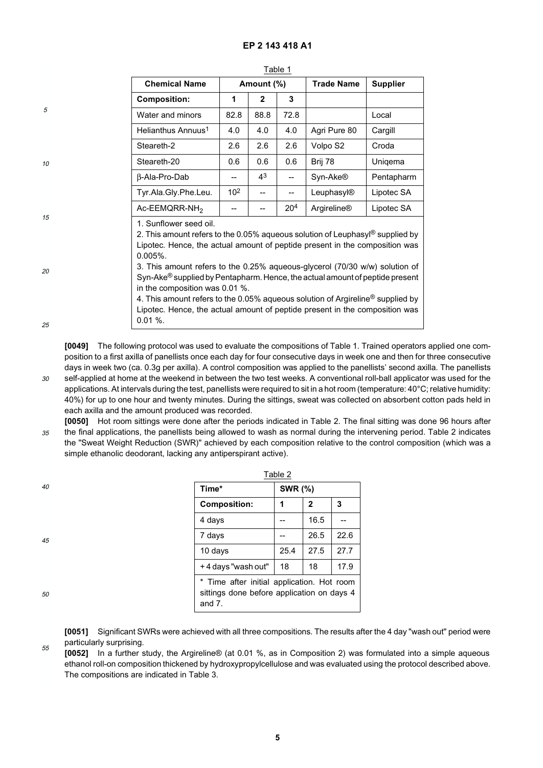Table 1

| Chemical Name | Amount (%) | | | Trade Name | Supplier |
|---|---|---|---|---|---|
| **Composition:** | **1** | **2** | **3** | | |
| Water and minors | 82.8 | 88.8 | 72.8 | | Local |
| Helianthus Annuus[1] | 4.0 | 4.0 | 4.0 | Agri Pure 80 | Cargill |
| Steareth-2 | 2.6 | 2.6 | 2.6 | Volpo S2 | Croda |
| Steareth-20 | 0.6 | 0.6 | 0.6 | Brij 78 | Uniqema |
| β-Ala-Pro-Dab | -- | 4[3] | -- | Syn-Ake® | Pentapharm |
| Tyr.Ala.Gly.Phe.Leu. | 10[2] | -- | -- | Leuphasyl® | Lipotec SA |
| Ac-EEMQRR-$NH_2$ | -- | -- | 20[4] | Argireline® | Lipotec SA |

1. Sunflower seed oil.
2. This amount refers to the 0.05% aqueous solution of Leuphasyl® supplied by Lipotec. Hence, the actual amount of peptide present in the composition was 0.005%.
3. This amount refers to the 0.25% aqueous-glycerol (70/30 w/w) solution of Syn-Ake® supplied by Pentapharm. Hence, the actual amount of peptide present in the composition was 0.01 %.
4. This amount refers to the 0.05% aqueous solution of Argireline® supplied by Lipotec. Hence, the actual amount of peptide present in the composition was 0.01 %.

**[0049]** The following protocol was used to evaluate the compositions of Table 1. Trained operators applied one composition to a first axilla of panellists once each day for four consecutive days in week one and then for three consecutive days in week two (ca. 0.3g per axilla). A control composition was applied to the panellists' second axilla. The panellists self-applied at home at the weekend in between the two test weeks. A conventional roll-ball applicator was used for the applications. At intervals during the test, panellists were required to sit in a hot room (temperature: 40°C; relative humidity: 40%) for up to one hour and twenty minutes. During the sittings, sweat was collected on absorbent cotton pads held in each axilla and the amount produced was recorded.

**[0050]** Hot room sittings were done after the periods indicated in Table 2. The final sitting was done 96 hours after the final applications, the panellists being allowed to wash as normal during the intervening period. Table 2 indicates the "Sweat Weight Reduction (SWR)" achieved by each composition relative to the control composition (which was a simple ethanolic deodorant, lacking any antiperspirant active).

Table 2

| Time* | SWR (%) | | |
|---|---|---|---|
| **Composition:** | **1** | **2** | **3** |
| 4 days | -- | 16.5 | -- |
| 7 days | -- | 26.5 | 22.6 |
| 10 days | 25.4 | 27.5 | 27.7 |
| + 4 days "wash out" | 18 | 18 | 17.9 |

\* Time after initial application. Hot room sittings done before application on days 4 and 7.

**[0051]** Significant SWRs were achieved with all three compositions. The results after the 4 day "wash out" period were particularly surprising.

**[0052]** In a further study, the Argireline® (at 0.01 %, as in Composition 2) was formulated into a simple aqueous ethanol roll-on composition thickened by hydroxypropylcellulose and was evaluated using the protocol described above. The compositions are indicated in Table 3.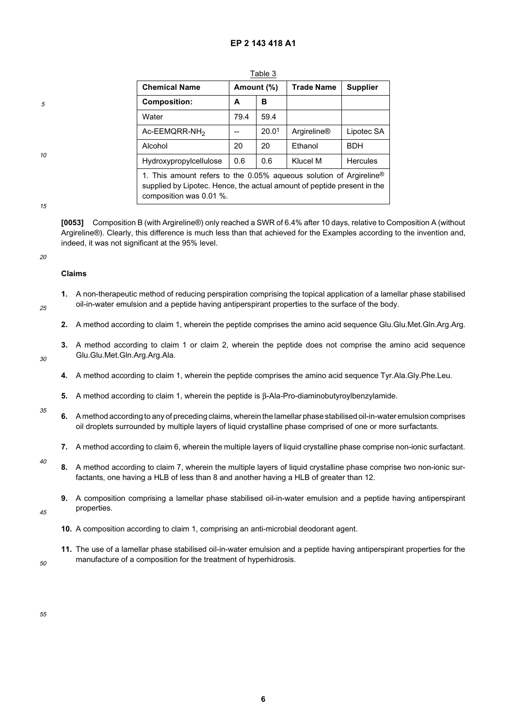Table 3

| Chemical Name | Amount (%) | | Trade Name | Supplier |
|---|---|---|---|---|
| **Composition:** | **A** | **B** | | |
| Water | 79.4 | 59.4 | | |
| Ac-EEMQRR-$NH_2$ | -- | 20.0[1] | Argireline® | Lipotec SA |
| Alcohol | 20 | 20 | Ethanol | BDH |
| Hydroxypropylcellulose | 0.6 | 0.6 | Klucel M | Hercules |

1. This amount refers to the 0.05% aqueous solution of Argireline® supplied by Lipotec. Hence, the actual amount of peptide present in the composition was 0.01 %.

**[0053]** Composition B (with Argireline®) only reached a SWR of 6.4% after 10 days, relative to Composition A (without Argireline®). Clearly, this difference is much less than that achieved for the Examples according to the invention and, indeed, it was not significant at the 95% level.

## Claims

1. A non-therapeutic method of reducing perspiration comprising the topical application of a lamellar phase stabilised oil-in-water emulsion and a peptide having antiperspirant properties to the surface of the body.

2. A method according to claim 1, wherein the peptide comprises the amino acid sequence Glu.Glu.Met.Gln.Arg.Arg.

3. A method according to claim 1 or claim 2, wherein the peptide does not comprise the amino acid sequence Glu.Glu.Met.Gln.Arg.Arg.Ala.

4. A method according to claim 1, wherein the peptide comprises the amino acid sequence Tyr.Ala.Gly.Phe.Leu.

5. A method according to claim 1, wherein the peptide is β-Ala-Pro-diaminobutyroylbenzylamide.

6. A method according to any of preceding claims, wherein the lamellar phase stabilised oil-in-water emulsion comprises oil droplets surrounded by multiple layers of liquid crystalline phase comprised of one or more surfactants.

7. A method according to claim 6, wherein the multiple layers of liquid crystalline phase comprise non-ionic surfactant.

8. A method according to claim 7, wherein the multiple layers of liquid crystalline phase comprise two non-ionic surfactants, one having a HLB of less than 8 and another having a HLB of greater than 12.

9. A composition comprising a lamellar phase stabilised oil-in-water emulsion and a peptide having antiperspirant properties.

10. A composition according to claim 1, comprising an anti-microbial deodorant agent.

11. The use of a lamellar phase stabilised oil-in-water emulsion and a peptide having antiperspirant properties for the manufacture of a composition for the treatment of hyperhidrosis.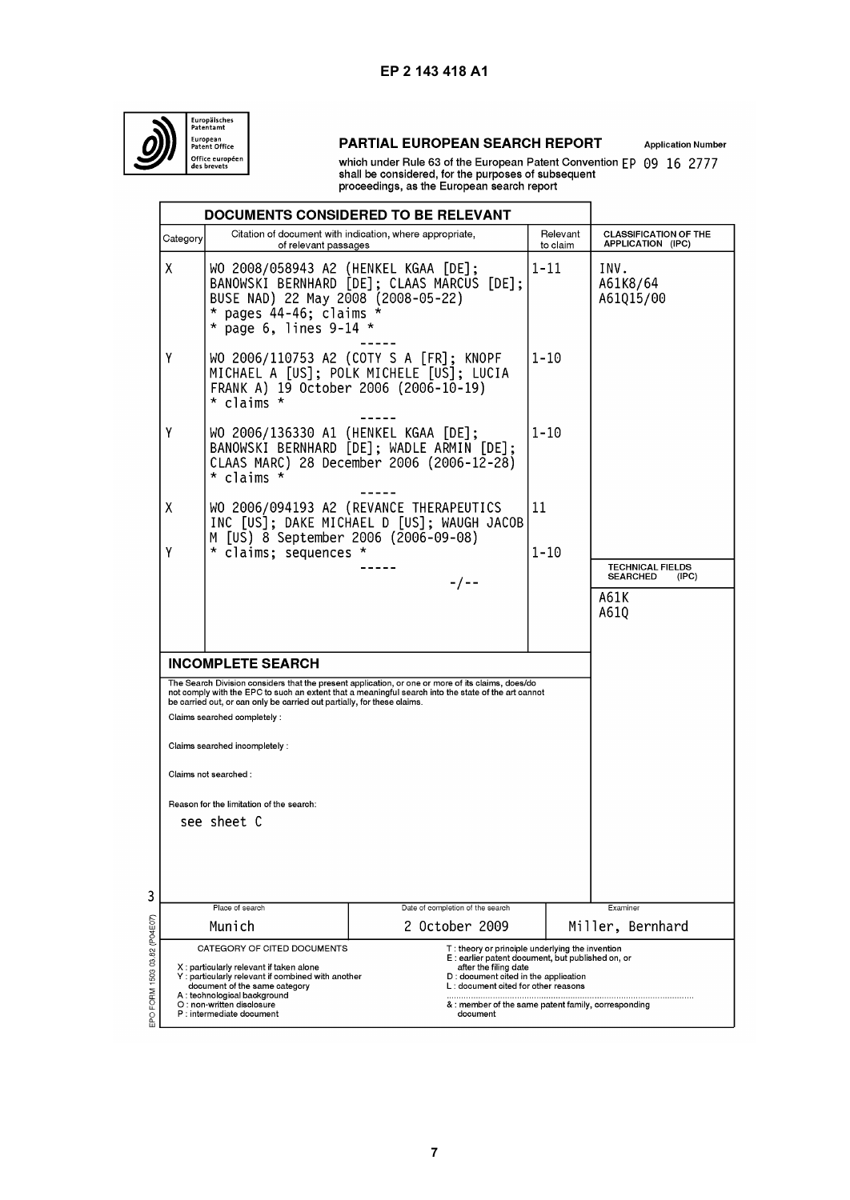# PARTIAL EUROPEAN SEARCH REPORT

Application Number
EP 09 16 2777

which under Rule 63 of the European Patent Convention shall be considered, for the purposes of subsequent proceedings, as the European search report

## DOCUMENTS CONSIDERED TO BE RELEVANT

| Category | Citation of document with indication, where appropriate, of relevant passages | Relevant to claim | CLASSIFICATION OF THE APPLICATION (IPC) |
|---|---|---|---|
| X | WO 2008/058943 A2 (HENKEL KGAA [DE]; BANOWSKI BERNHARD [DE]; CLAAS MARCUS [DE]; BUSE NAD) 22 May 2008 (2008-05-22) * pages 44-46; claims * * page 6, lines 9-14 * | 1-11 | INV. A61K8/64 A61Q15/00 |
| Y | WO 2006/110753 A2 (COTY S A [FR]; KNOPF MICHAEL A [US]; POLK MICHELE [US]; LUCIA FRANK A) 19 October 2006 (2006-10-19) * claims * | 1-10 | |
| Y | WO 2006/136330 A1 (HENKEL KGAA [DE]; BANOWSKI BERNHARD [DE]; WADLE ARMIN [DE]; CLAAS MARC) 28 December 2006 (2006-12-28) * claims * | 1-10 | |
| X | WO 2006/094193 A2 (REVANCE THERAPEUTICS INC [US]; DAKE MICHAEL D [US]; WAUGH JACOB M [US]) 8 September 2006 (2006-09-08) | 11 | |
| Y | * claims; sequences * | 1-10 | TECHNICAL FIELDS SEARCHED (IPC) |
| | -/-- | | A61K A61Q |

## INCOMPLETE SEARCH

The Search Division considers that the present application, or one or more of its claims, does/do not comply with the EPC to such an extent that a meaningful search into the state of the art cannot be carried out, or can only be carried out partially, for these claims.

Claims searched completely :

Claims searched incompletely :

Claims not searched :

Reason for the limitation of the search:

see sheet C

| Place of search | Date of completion of the search | Examiner |
|---|---|---|
| Munich | 2 October 2009 | Miller, Bernhard |

CATEGORY OF CITED DOCUMENTS

X : particularly relevant if taken alone
Y : particularly relevant if combined with another document of the same category
A : technological background
O : non-written disclosure
P : intermediate document

T : theory or principle underlying the invention
E : earlier patent document, but published on, or after the filing date
D : document cited in the application
L : document cited for other reasons

& : member of the same patent family, corresponding document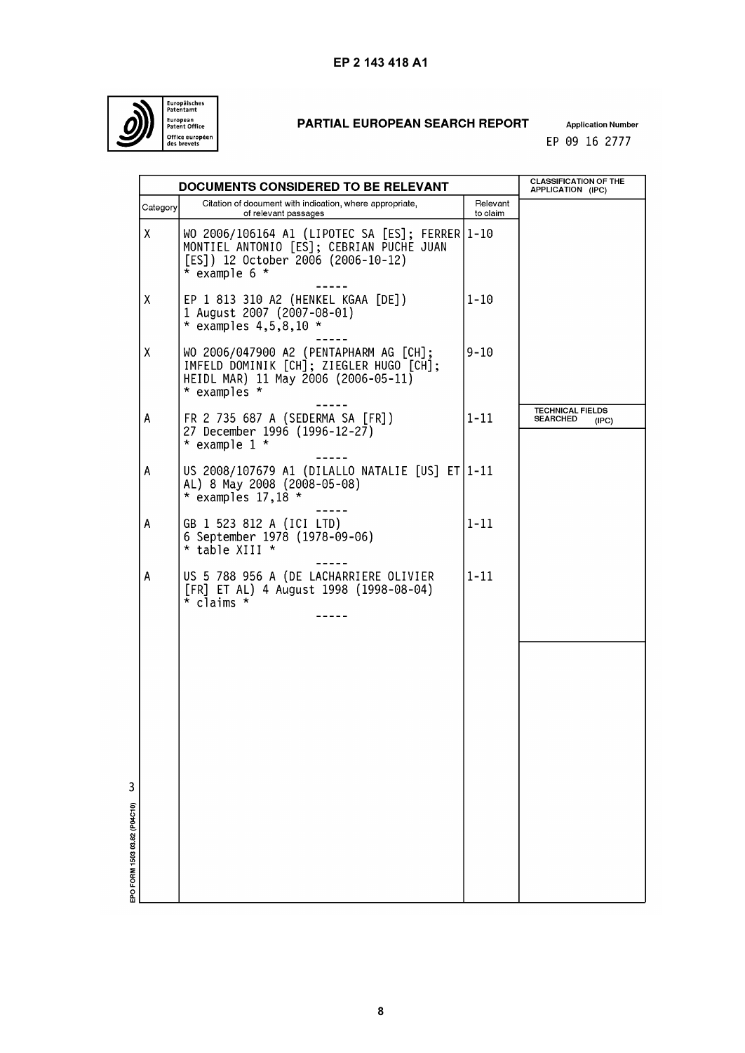**PARTIAL EUROPEAN SEARCH REPORT**

Application Number
EP 09 16 2777

| DOCUMENTS CONSIDERED TO BE RELEVANT | | | CLASSIFICATION OF THE APPLICATION (IPC) |
|---|---|---|---|
| Category | Citation of document with indication, where appropriate, of relevant passages | Relevant to claim | |
| X | WO 2006/106164 A1 (LIPOTEC SA [ES]; FERRER MONTIEL ANTONIO [ES]; CEBRIAN PUCHE JUAN [ES]) 12 October 2006 (2006-10-12) * example 6 * | 1-10 | |
| X | EP 1 813 310 A2 (HENKEL KGAA [DE]) 1 August 2007 (2007-08-01) * examples 4,5,8,10 * | 1-10 | |
| X | WO 2006/047900 A2 (PENTAPHARM AG [CH]; IMFELD DOMINIK [CH]; ZIEGLER HUGO [CH]; HEIDL MAR) 11 May 2006 (2006-05-11) * examples * | 9-10 | |
| A | FR 2 735 687 A (SEDERMA SA [FR]) 27 December 1996 (1996-12-27) * example 1 * | 1-11 | TECHNICAL FIELDS SEARCHED (IPC) |
| A | US 2008/107679 A1 (DILALLO NATALIE [US] ET AL) 8 May 2008 (2008-05-08) * examples 17,18 * | 1-11 | |
| A | GB 1 523 812 A (ICI LTD) 6 September 1978 (1978-09-06) * table XIII * | 1-11 | |
| A | US 5 788 956 A (DE LACHARRIERE OLIVIER [FR] ET AL) 4 August 1998 (1998-08-04) * claims * | 1-11 | |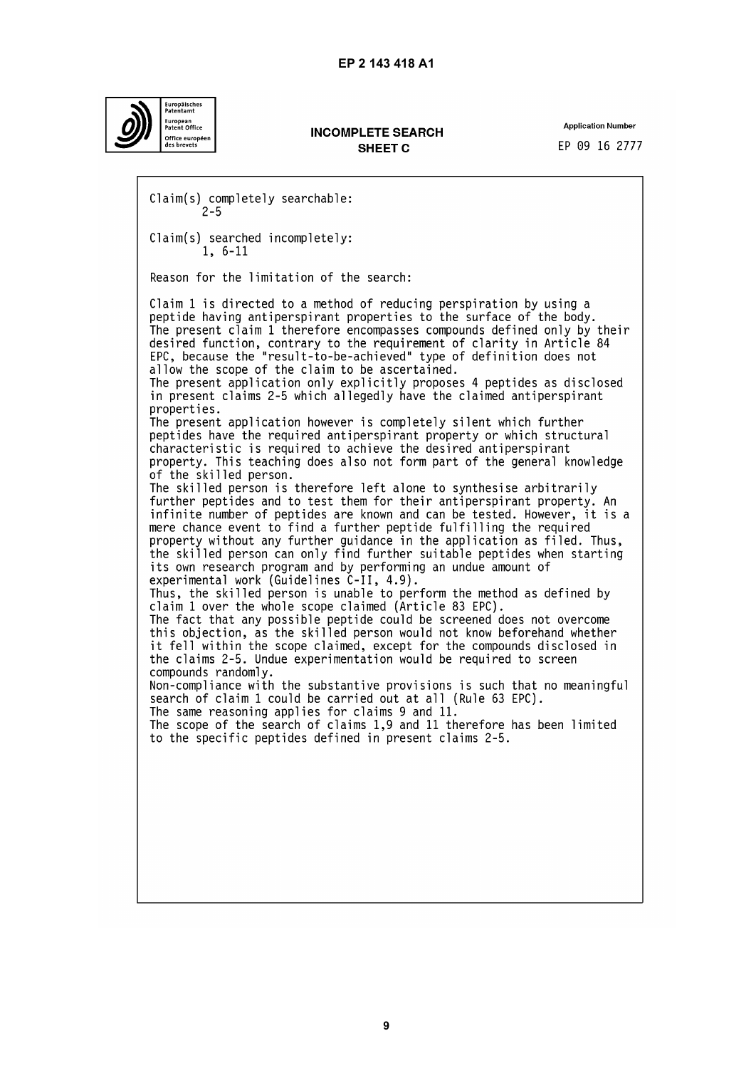**EP 2 143 418 A1**

Europäisches Patentamt
European Patent Office
Office européen des brevets

**INCOMPLETE SEARCH SHEET C**

Application Number
EP 09 16 2777

Claim(s) completely searchable:
2-5

Claim(s) searched incompletely:
1, 6-11

Reason for the limitation of the search:

Claim 1 is directed to a method of reducing perspiration by using a peptide having antiperspirant properties to the surface of the body.
The present claim 1 therefore encompasses compounds defined only by their desired function, contrary to the requirement of clarity in Article 84 EPC, because the "result-to-be-achieved" type of definition does not allow the scope of the claim to be ascertained.
The present application only explicitly proposes 4 peptides as disclosed in present claims 2-5 which allegedly have the claimed antiperspirant properties.
The present application however is completely silent which further peptides have the required antiperspirant property or which structural characteristic is required to achieve the desired antiperspirant property. This teaching does also not form part of the general knowledge of the skilled person.
The skilled person is therefore left alone to synthesise arbitrarily further peptides and to test them for their antiperspirant property. An infinite number of peptides are known and can be tested. However, it is a mere chance event to find a further peptide fulfilling the required property without any further guidance in the application as filed. Thus, the skilled person can only find further suitable peptides when starting its own research program and by performing an undue amount of experimental work (Guidelines C-II, 4.9).
Thus, the skilled person is unable to perform the method as defined by claim 1 over the whole scope claimed (Article 83 EPC).
The fact that any possible peptide could be screened does not overcome this objection, as the skilled person would not know beforehand whether it fell within the scope claimed, except for the compounds disclosed in the claims 2-5. Undue experimentation would be required to screen compounds randomly.
Non-compliance with the substantive provisions is such that no meaningful search of claim 1 could be carried out at all (Rule 63 EPC).
The same reasoning applies for claims 9 and 11.
The scope of the search of claims 1,9 and 11 therefore has been limited to the specific peptides defined in present claims 2-5.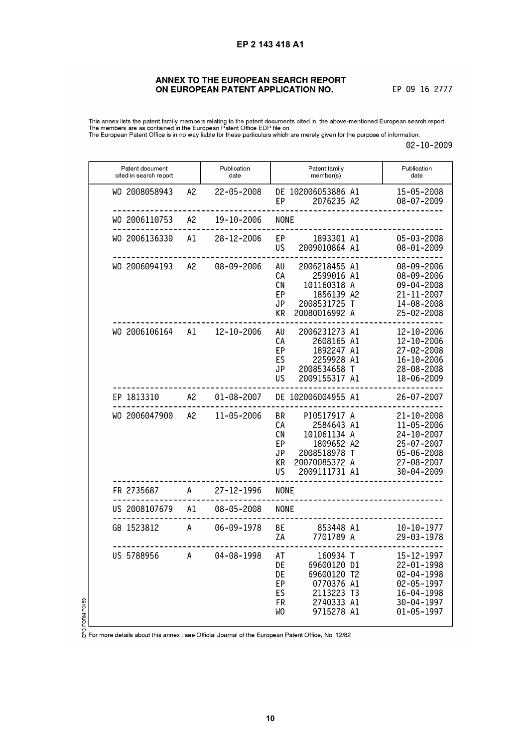## ANNEX TO THE EUROPEAN SEARCH REPORT ON EUROPEAN PATENT APPLICATION NO. EP 09 16 2777

This annex lists the patent family members relating to the patent documents cited in the above-mentioned European search report.
The members are as contained in the European Patent Office EDP file on
The European Patent Office is in no way liable for these particulars which are merely given for the purpose of information.

02-10-2009

| Patent document cited in search report | Publication date | Patent family member(s) | Publication date |
|---|---|---|---|
| WO 2008058943 A2 | 22-05-2008 | DE 102006053886 A1 | 15-05-2008 |
| | | EP 2076235 A2 | 08-07-2009 |
| WO 2006110753 A2 | 19-10-2006 | NONE | |
| WO 2006136330 A1 | 28-12-2006 | EP 1893301 A1 | 05-03-2008 |
| | | US 2009010864 A1 | 08-01-2009 |
| WO 2006094193 A2 | 08-09-2006 | AU 2006218455 A1 | 08-09-2006 |
| | | CA 2599016 A1 | 08-09-2006 |
| | | CN 101160318 A | 09-04-2008 |
| | | EP 1856139 A2 | 21-11-2007 |
| | | JP 2008531725 T | 14-08-2008 |
| | | KR 20080016992 A | 25-02-2008 |
| WO 2006106164 A1 | 12-10-2006 | AU 2006231273 A1 | 12-10-2006 |
| | | CA 2608165 A1 | 12-10-2006 |
| | | EP 1892247 A1 | 27-02-2008 |
| | | ES 2259928 A1 | 16-10-2006 |
| | | JP 2008534658 T | 28-08-2008 |
| | | US 2009155317 A1 | 18-06-2009 |
| EP 1813310 A2 | 01-08-2007 | DE 102006004955 A1 | 26-07-2007 |
| WO 2006047900 A2 | 11-05-2006 | BR PI0517917 A | 21-10-2008 |
| | | CA 2584643 A1 | 11-05-2006 |
| | | CN 101061134 A | 24-10-2007 |
| | | EP 1809652 A2 | 25-07-2007 |
| | | JP 2008518978 T | 05-06-2008 |
| | | KR 20070085372 A | 27-08-2007 |
| | | US 2009111731 A1 | 30-04-2009 |
| FR 2735687 A | 27-12-1996 | NONE | |
| US 2008107679 A1 | 08-05-2008 | NONE | |
| GB 1523812 A | 06-09-1978 | BE 853448 A1 | 10-10-1977 |
| | | ZA 7701789 A | 29-03-1978 |
| US 5788956 A | 04-08-1998 | AT 160934 T | 15-12-1997 |
| | | DE 69600120 D1 | 22-01-1998 |
| | | DE 69600120 T2 | 02-04-1998 |
| | | EP 0770376 A1 | 02-05-1997 |
| | | ES 2113223 T3 | 16-04-1998 |
| | | FR 2740333 A1 | 30-04-1997 |
| | | WO 9715278 A1 | 01-05-1997 |

For more details about this annex : see Official Journal of the European Patent Office, No. 12/82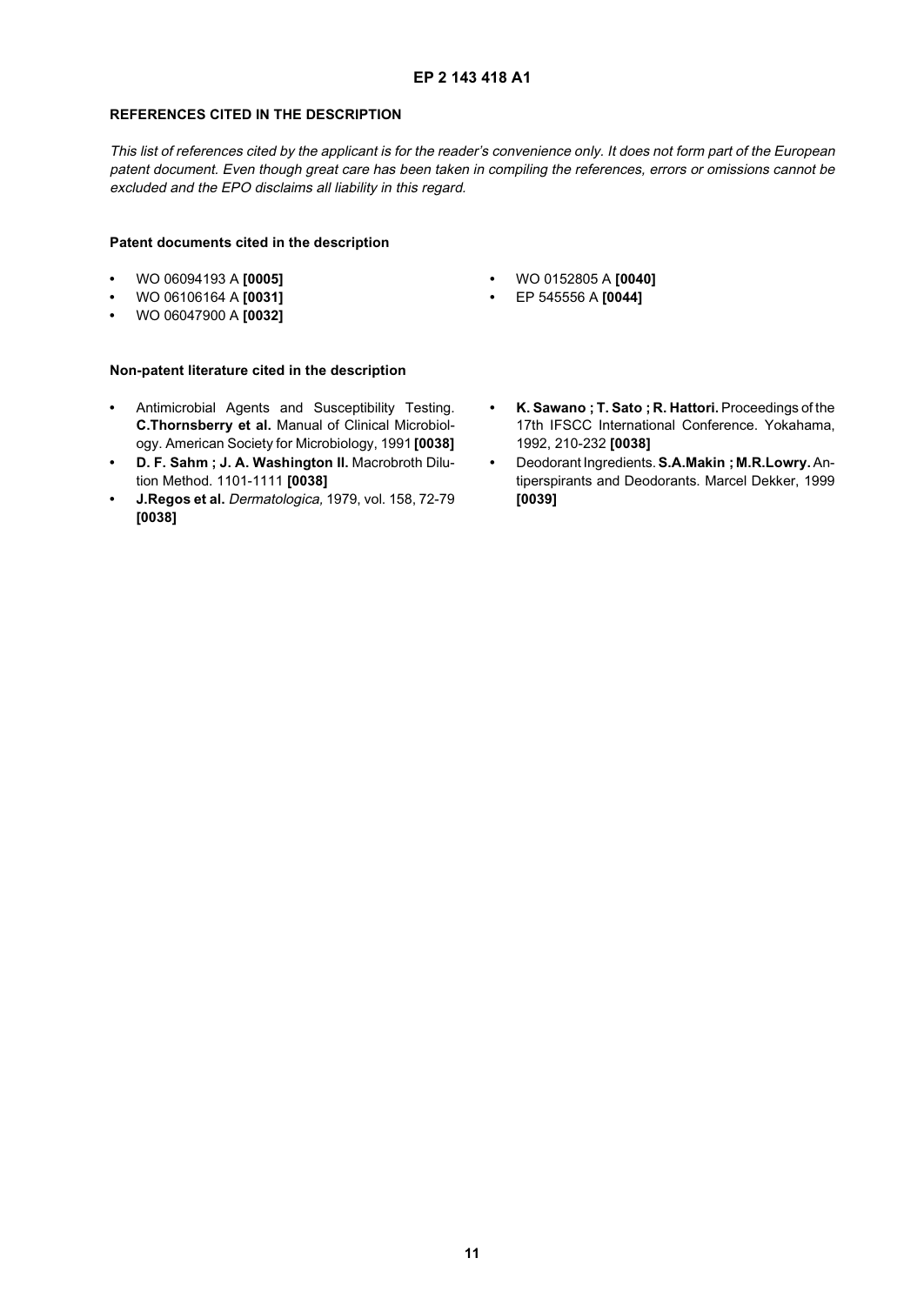## REFERENCES CITED IN THE DESCRIPTION

*This list of references cited by the applicant is for the reader's convenience only. It does not form part of the European patent document. Even though great care has been taken in compiling the references, errors or omissions cannot be excluded and the EPO disclaims all liability in this regard.*

### Patent documents cited in the description

- WO 06094193 A **[0005]**
- WO 06106164 A **[0031]**
- WO 06047900 A **[0032]**
- WO 0152805 A **[0040]**
- EP 545556 A **[0044]**

### Non-patent literature cited in the description

- Antimicrobial Agents and Susceptibility Testing. **C.Thornsberry et al.** Manual of Clinical Microbiology. American Society for Microbiology, 1991 **[0038]**
- **D. F. Sahm ; J. A. Washington II.** Macrobroth Dilution Method. 1101-1111 **[0038]**
- **J.Regos et al.** *Dermatologica,* 1979, vol. 158, 72-79 **[0038]**
- **K. Sawano ; T. Sato ; R. Hattori.** Proceedings of the 17th IFSCC International Conference. Yokahama, 1992, 210-232 **[0038]**
- Deodorant Ingredients. **S.A.Makin ; M.R.Lowry.** Antiperspirants and Deodorants. Marcel Dekker, 1999 **[0039]**